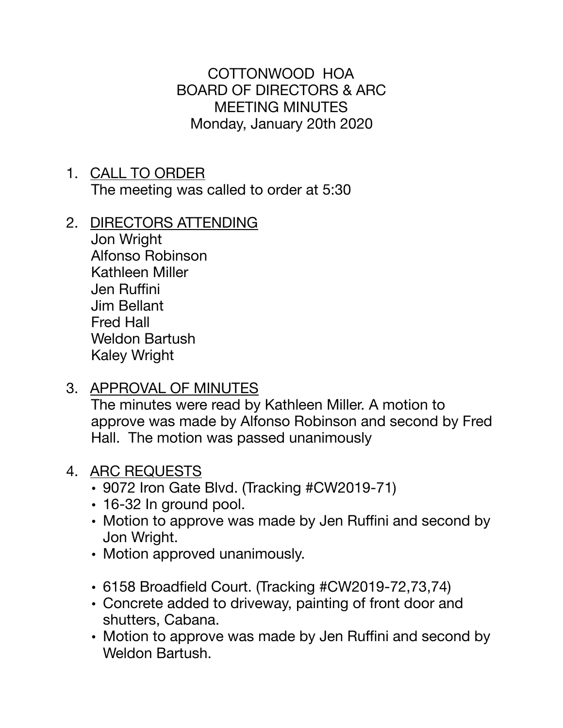# COTTONWOOD HOA
## BOARD OF DIRECTORS & ARC
## MEETING MINUTES
### Monday, January 20th 2020

1. CALL TO ORDER
   The meeting was called to order at 5:30

2. DIRECTORS ATTENDING
   Jon Wright
   Alfonso Robinson
   Kathleen Miller
   Jen Ruffini
   Jim Bellant
   Fred Hall
   Weldon Bartush
   Kaley Wright

3. APPROVAL OF MINUTES
   The minutes were read by Kathleen Miller. A motion to approve was made by Alfonso Robinson and second by Fred Hall. The motion was passed unanimously

4. ARC REQUESTS
   - 9072 Iron Gate Blvd. (Tracking #CW2019-71)
   - 16-32 In ground pool.
   - Motion to approve was made by Jen Ruffini and second by Jon Wright.
   - Motion approved unanimously.

   - 6158 Broadfield Court. (Tracking #CW2019-72,73,74)
   - Concrete added to driveway, painting of front door and shutters, Cabana.
   - Motion to approve was made by Jen Ruffini and second by Weldon Bartush.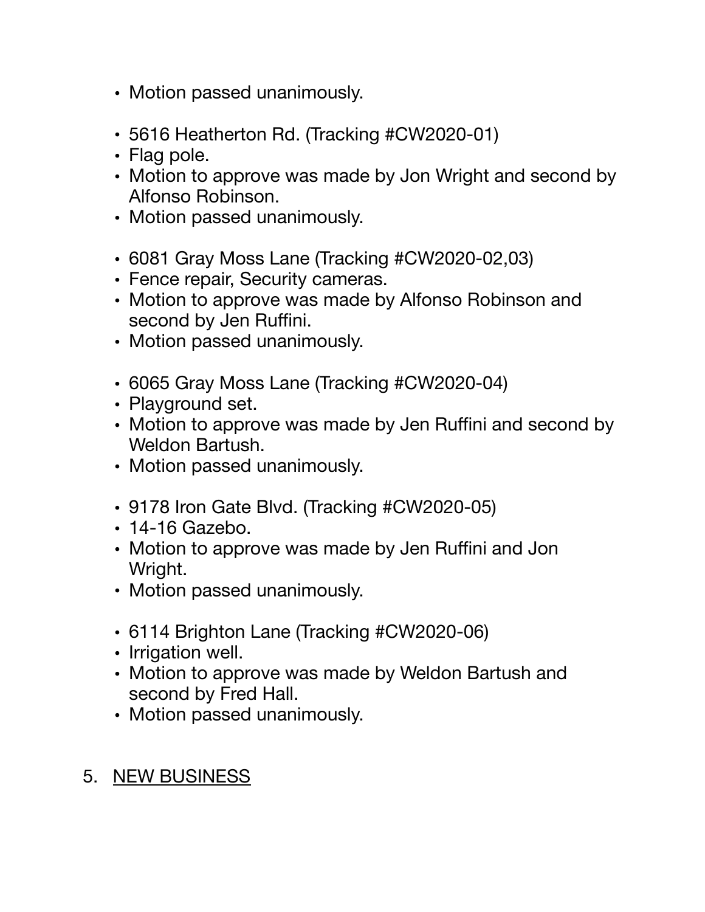- Motion passed unanimously.

- 5616 Heatherton Rd. (Tracking #CW2020-01)
- Flag pole.
- Motion to approve was made by Jon Wright and second by Alfonso Robinson.
- Motion passed unanimously.

- 6081 Gray Moss Lane (Tracking #CW2020-02,03)
- Fence repair, Security cameras.
- Motion to approve was made by Alfonso Robinson and second by Jen Ruffini.
- Motion passed unanimously.

- 6065 Gray Moss Lane (Tracking #CW2020-04)
- Playground set.
- Motion to approve was made by Jen Ruffini and second by Weldon Bartush.
- Motion passed unanimously.

- 9178 Iron Gate Blvd. (Tracking #CW2020-05)
- 14-16 Gazebo.
- Motion to approve was made by Jen Ruffini and Jon Wright.
- Motion passed unanimously.

- 6114 Brighton Lane (Tracking #CW2020-06)
- Irrigation well.
- Motion to approve was made by Weldon Bartush and second by Fred Hall.
- Motion passed unanimously.

5. <u>NEW BUSINESS</u>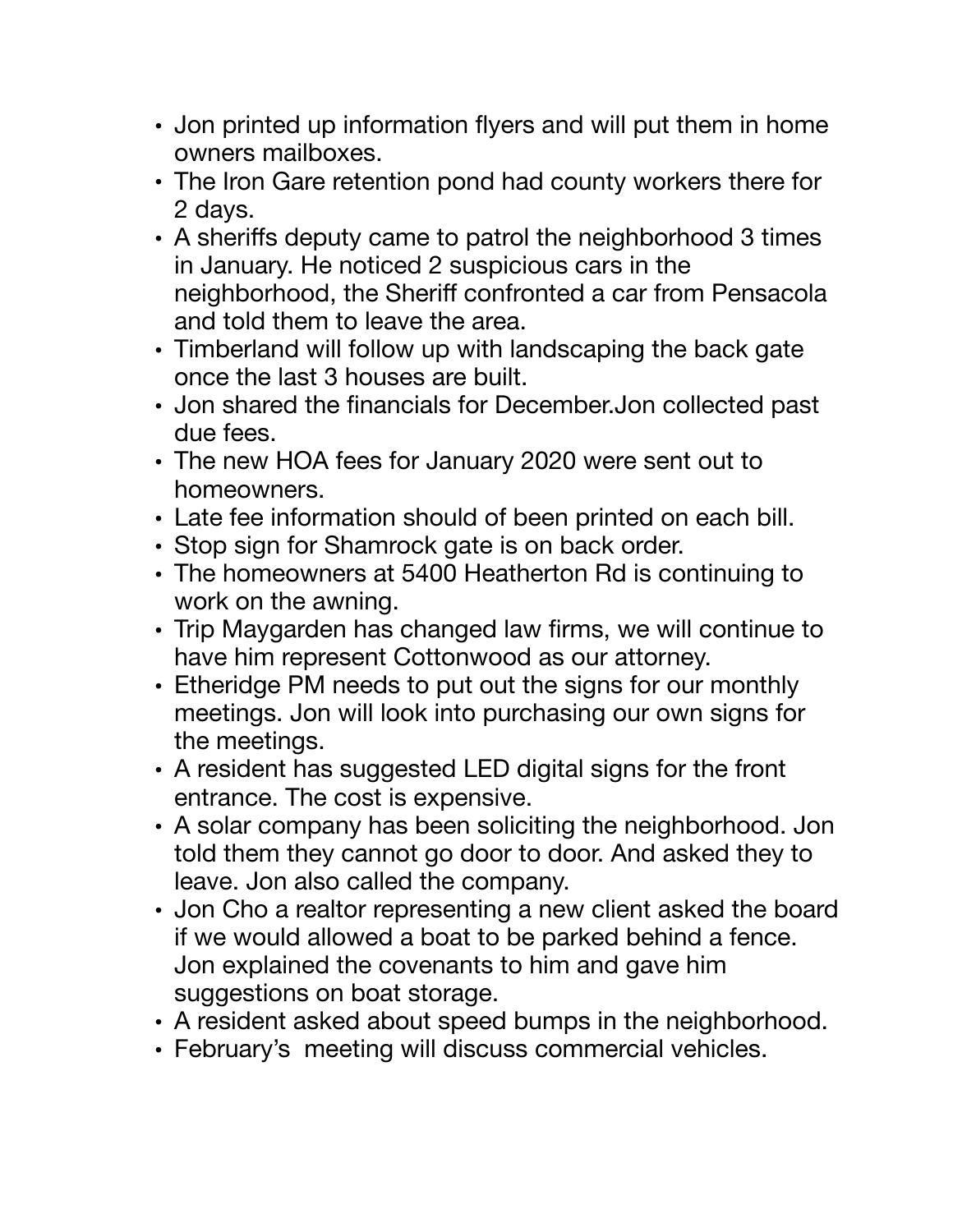- Jon printed up information flyers and will put them in home owners mailboxes.
- The Iron Gare retention pond had county workers there for 2 days.
- A sheriffs deputy came to patrol the neighborhood 3 times in January. He noticed 2 suspicious cars in the neighborhood, the Sheriff confronted a car from Pensacola and told them to leave the area.
- Timberland will follow up with landscaping the back gate once the last 3 houses are built.
- Jon shared the financials for December.Jon collected past due fees.
- The new HOA fees for January 2020 were sent out to homeowners.
- Late fee information should of been printed on each bill.
- Stop sign for Shamrock gate is on back order.
- The homeowners at 5400 Heatherton Rd is continuing to work on the awning.
- Trip Maygarden has changed law firms, we will continue to have him represent Cottonwood as our attorney.
- Etheridge PM needs to put out the signs for our monthly meetings. Jon will look into purchasing our own signs for the meetings.
- A resident has suggested LED digital signs for the front entrance. The cost is expensive.
- A solar company has been soliciting the neighborhood. Jon told them they cannot go door to door. And asked they to leave. Jon also called the company.
- Jon Cho a realtor representing a new client asked the board if we would allowed a boat to be parked behind a fence. Jon explained the covenants to him and gave him suggestions on boat storage.
- A resident asked about speed bumps in the neighborhood.
- February's meeting will discuss commercial vehicles.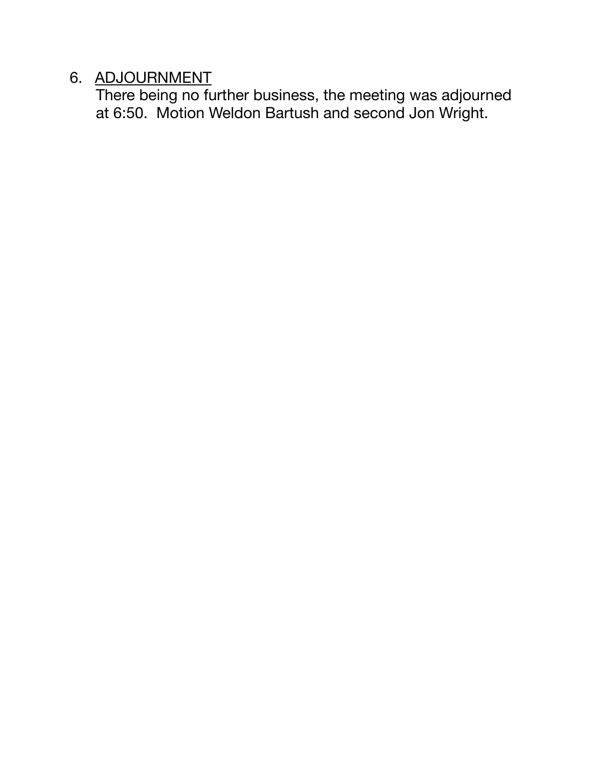6. <u>ADJOURNMENT</u>

   There being no further business, the meeting was adjourned at 6:50. Motion Weldon Bartush and second Jon Wright.